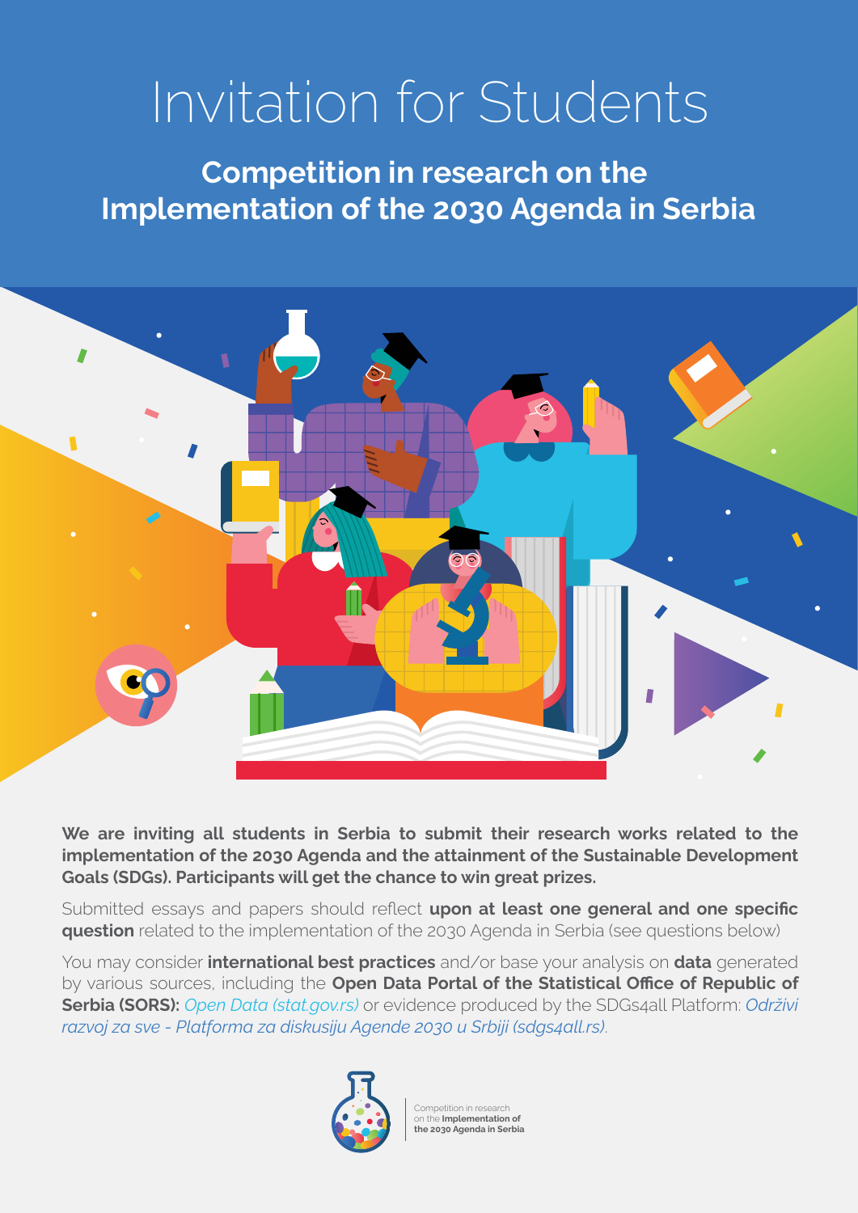# Invitation for Students

## Competition in research on the Implementation of the 2030 Agenda in Serbia

**We are inviting all students in Serbia to submit their research works related to the implementation of the 2030 Agenda and the attainment of the Sustainable Development Goals (SDGs). Participants will get the chance to win great prizes.**

Submitted essays and papers should reflect **upon at least one general and one specific question** related to the implementation of the 2030 Agenda in Serbia (see questions below)

You may consider **international best practices** and/or base your analysis on **data** generated by various sources, including the **Open Data Portal of the Statistical Office of Republic of Serbia (SORS):** *Open Data (stat.gov.rs)* or evidence produced by the SDGs4all Platform: *Održivi razvoj za sve - Platforma za diskusiju Agende 2030 u Srbiji (sdgs4all.rs)*.

Competition in research on the **Implementation of the 2030 Agenda in Serbia**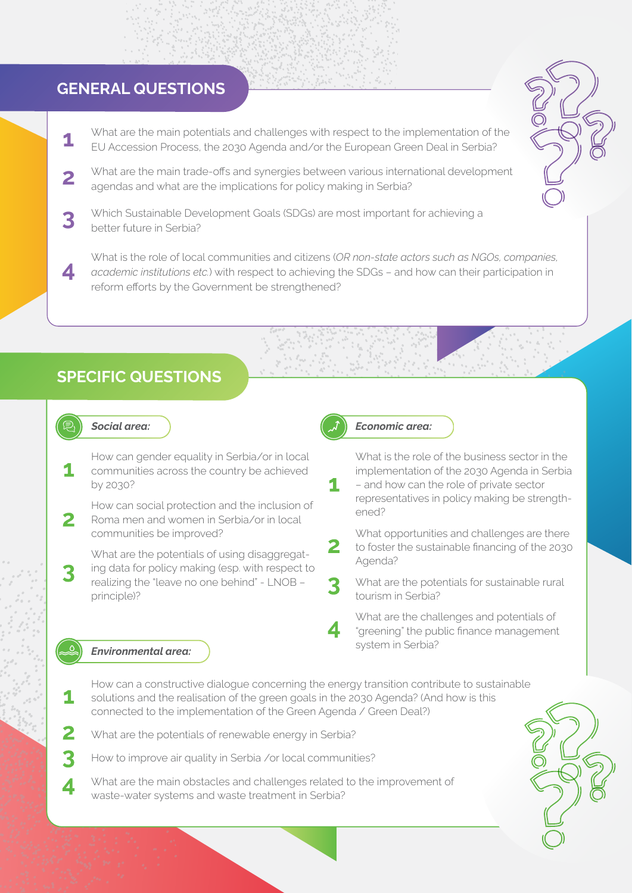## GENERAL QUESTIONS

1. What are the main potentials and challenges with respect to the implementation of the EU Accession Process, the 2030 Agenda and/or the European Green Deal in Serbia?
2. What are the main trade-offs and synergies between various international development agendas and what are the implications for policy making in Serbia?
3. Which Sustainable Development Goals (SDGs) are most important for achieving a better future in Serbia?
4. What is the role of local communities and citizens (*OR non-state actors such as NGOs, companies, academic institutions etc.*) with respect to achieving the SDGs – and how can their participation in reform efforts by the Government be strengthened?

## SPECIFIC QUESTIONS

### *Social area:*

1. How can gender equality in Serbia/or in local communities across the country be achieved by 2030?
2. How can social protection and the inclusion of Roma men and women in Serbia/or in local communities be improved?
3. What are the potentials of using disaggregating data for policy making (esp. with respect to realizing the "leave no one behind" - LNOB – principle)?

### *Economic area:*

1. What is the role of the business sector in the implementation of the 2030 Agenda in Serbia – and how can the role of private sector representatives in policy making be strengthened?
2. What opportunities and challenges are there to foster the sustainable financing of the 2030 Agenda?
3. What are the potentials for sustainable rural tourism in Serbia?
4. What are the challenges and potentials of "greening" the public finance management system in Serbia?

### *Environmental area:*

1. How can a constructive dialogue concerning the energy transition contribute to sustainable solutions and the realisation of the green goals in the 2030 Agenda? (And how is this connected to the implementation of the Green Agenda / Green Deal?)
2. What are the potentials of renewable energy in Serbia?
3. How to improve air quality in Serbia /or local communities?
4. What are the main obstacles and challenges related to the improvement of waste-water systems and waste treatment in Serbia?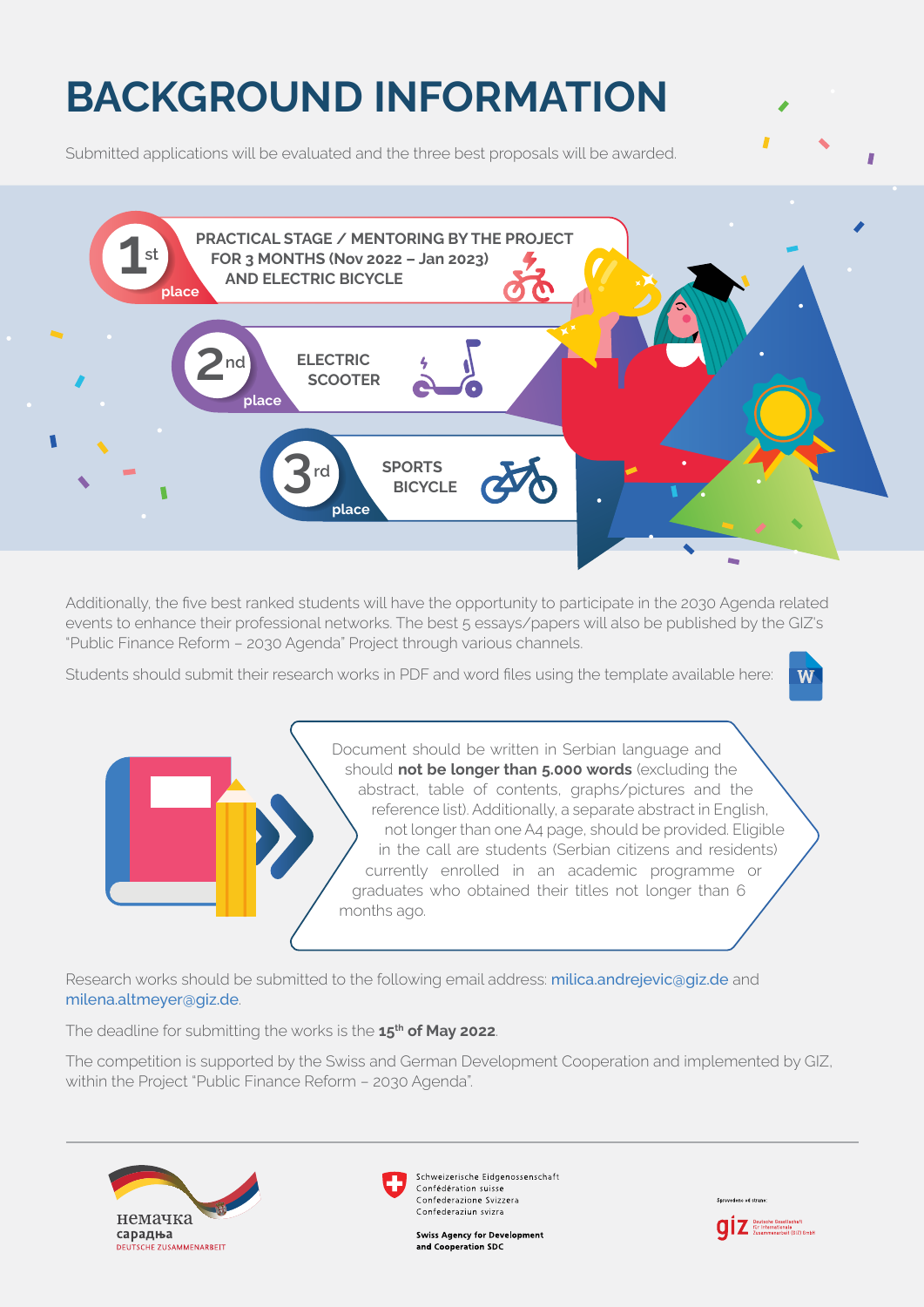# BACKGROUND INFORMATION

Submitted applications will be evaluated and the three best proposals will be awarded.

**1st place** – PRACTICAL STAGE / MENTORING BY THE PROJECT FOR 3 MONTHS (Nov 2022 – Jan 2023) AND ELECTRIC BICYCLE

**2nd place** – ELECTRIC SCOOTER

**3rd place** – SPORTS BICYCLE

Additionally, the five best ranked students will have the opportunity to participate in the 2030 Agenda related events to enhance their professional networks. The best 5 essays/papers will also be published by the GIZ's "Public Finance Reform – 2030 Agenda" Project through various channels.

Students should submit their research works in PDF and word files using the template available here:

Document should be written in Serbian language and should **not be longer than 5.000 words** (excluding the abstract, table of contents, graphs/pictures and the reference list). Additionally, a separate abstract in English, not longer than one A4 page, should be provided. Eligible in the call are students (Serbian citizens and residents) currently enrolled in an academic programme or graduates who obtained their titles not longer than 6 months ago.

Research works should be submitted to the following email address: milica.andrejevic@giz.de and milena.altmeyer@giz.de.

The deadline for submitting the works is the **15th of May 2022**.

The competition is supported by the Swiss and German Development Cooperation and implemented by GIZ, within the Project "Public Finance Reform – 2030 Agenda".

немачка сарадња
DEUTSCHE ZUSAMMENARBEIT

Schweizerische Eidgenossenschaft
Confédération suisse
Confederazione Svizzera
Confederaziun svizra

Swiss Agency for Development and Cooperation SDC

Sprovedeno od strane:
giz Deutsche Gesellschaft für Internationale Zusammenarbeit (GIZ) GmbH